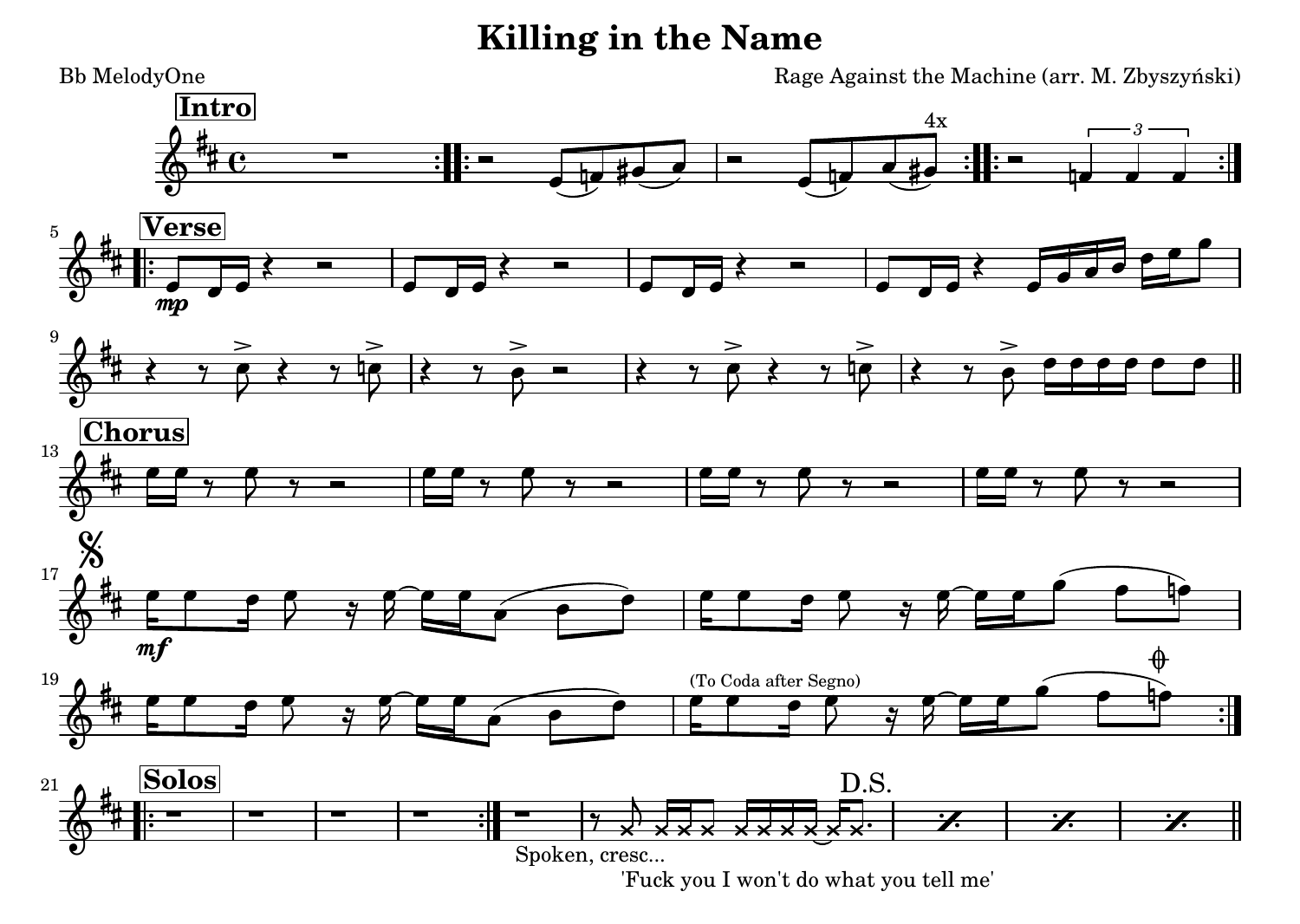# Killing in the Name

Bb MelodyOne

Rage Against the Machine (arr. M. Zbyszyński)

**Intro**

4x

**Verse**

*mp*

**Chorus**

*mf*

(To Coda after Segno)

**Solos**

D.S.

Spoken, cresc...

'Fuck you I won't do what you tell me'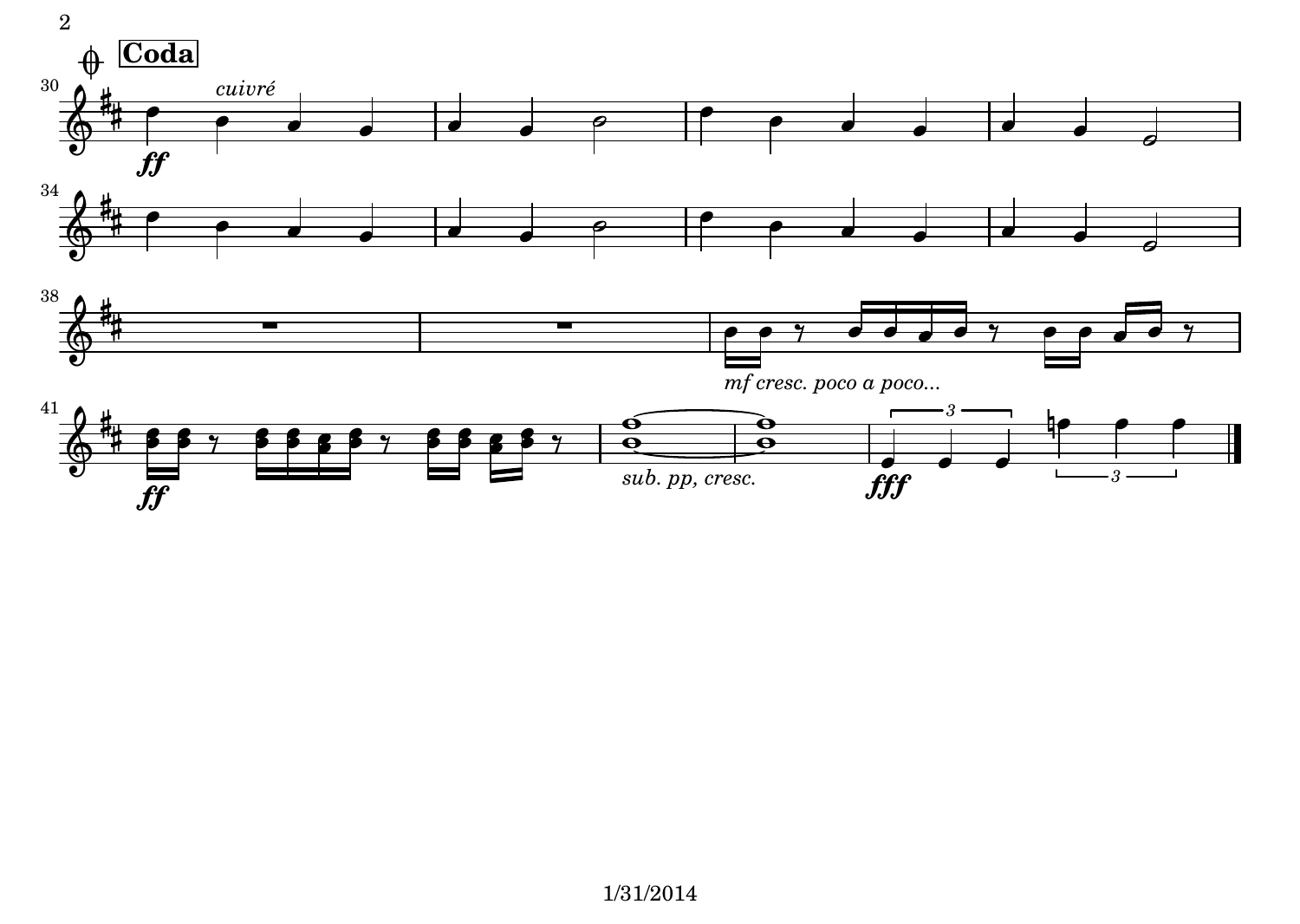**Coda**

*cuivré*

*ff*

*mf cresc. poco a poco...*

*ff*

*sub. pp, cresc.*

*fff*